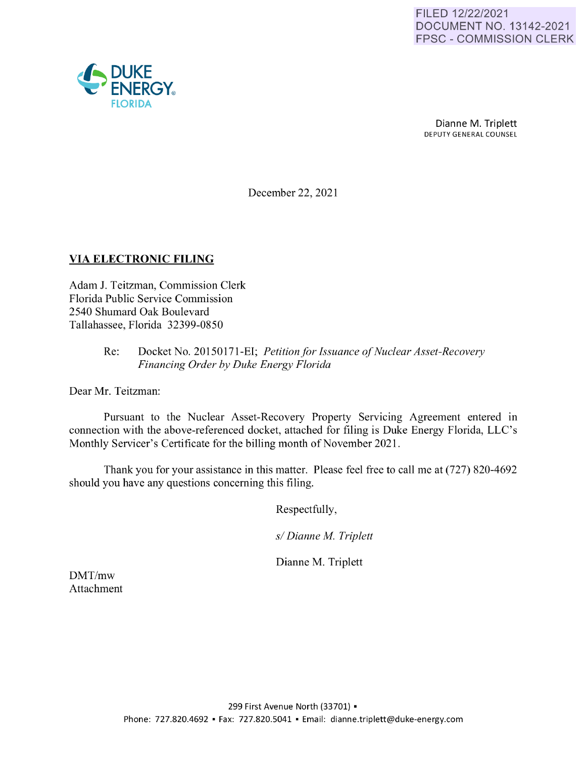FILED 12/22/2021
DOCUMENT NO. 13142-2021
FPSC - COMMISSION CLERK

DUKE ENERGY
FLORIDA

Dianne M. Triplett
DEPUTY GENERAL COUNSEL

December 22, 2021

**VIA ELECTRONIC FILING**

Adam J. Teitzman, Commission Clerk
Florida Public Service Commission
2540 Shumard Oak Boulevard
Tallahassee, Florida 32399-0850

Re: Docket No. 20150171-EI; *Petition for Issuance of Nuclear Asset-Recovery Financing Order by Duke Energy Florida*

Dear Mr. Teitzman:

Pursuant to the Nuclear Asset-Recovery Property Servicing Agreement entered in connection with the above-referenced docket, attached for filing is Duke Energy Florida, LLC's Monthly Servicer's Certificate for the billing month of November 2021.

Thank you for your assistance in this matter. Please feel free to call me at (727) 820-4692 should you have any questions concerning this filing.

Respectfully,

*s/ Dianne M. Triplett*

Dianne M. Triplett

DMT/mw
Attachment

299 First Avenue North (33701) ▪
Phone: 727.820.4692 ▪ Fax: 727.820.5041 ▪ Email: dianne.triplett@duke-energy.com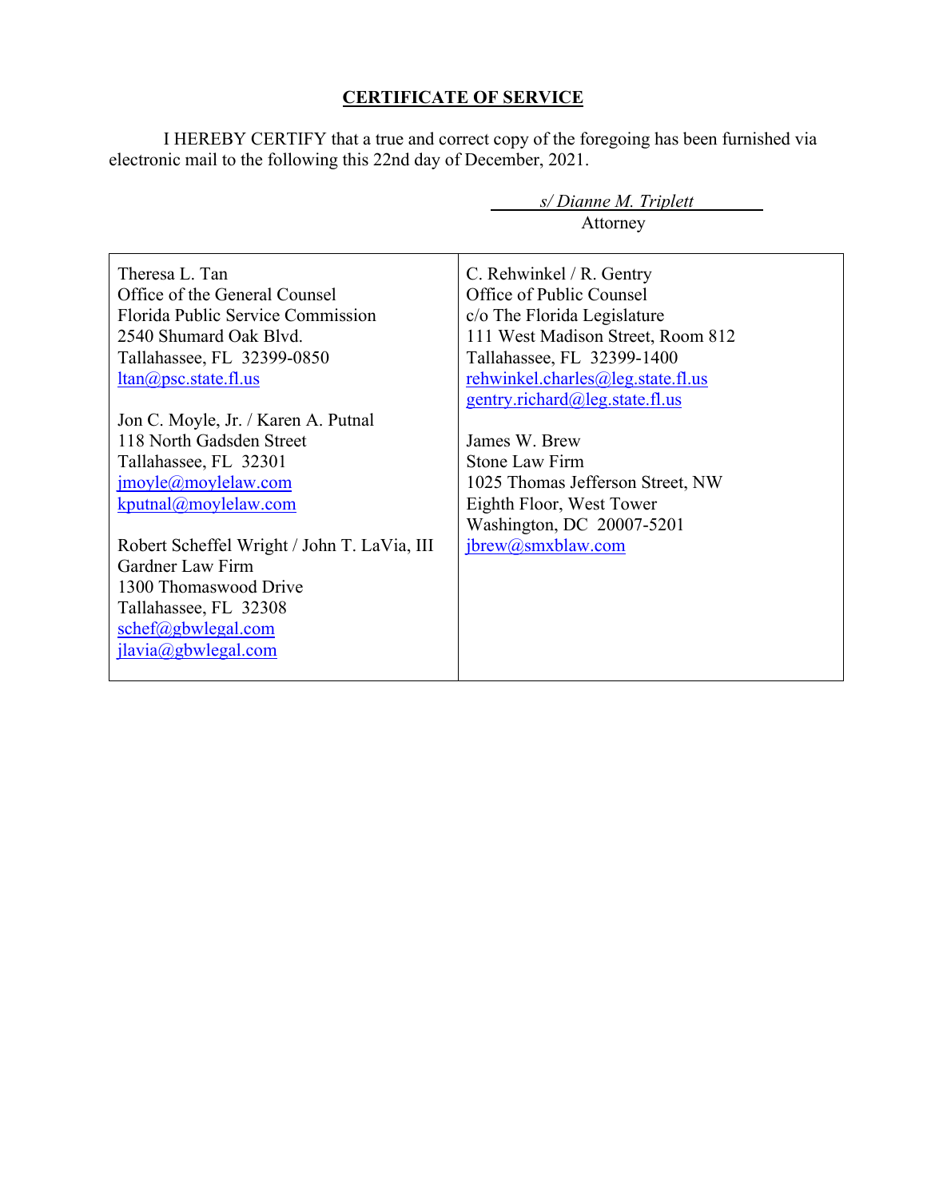## CERTIFICATE OF SERVICE

I HEREBY CERTIFY that a true and correct copy of the foregoing has been furnished via electronic mail to the following this 22nd day of December, 2021.

*s/ Dianne M. Triplett*
Attorney

| | |
|---|---|
| Theresa L. Tan<br>Office of the General Counsel<br>Florida Public Service Commission<br>2540 Shumard Oak Blvd.<br>Tallahassee, FL 32399-0850<br>ltan@psc.state.fl.us<br><br>Jon C. Moyle, Jr. / Karen A. Putnal<br>118 North Gadsden Street<br>Tallahassee, FL 32301<br>jmoyle@moylelaw.com<br>kputnal@moylelaw.com<br><br>Robert Scheffel Wright / John T. LaVia, III<br>Gardner Law Firm<br>1300 Thomaswood Drive<br>Tallahassee, FL 32308<br>schef@gbwlegal.com<br>jlavia@gbwlegal.com | C. Rehwinkel / R. Gentry<br>Office of Public Counsel<br>c/o The Florida Legislature<br>111 West Madison Street, Room 812<br>Tallahassee, FL 32399-1400<br>rehwinkel.charles@leg.state.fl.us<br>gentry.richard@leg.state.fl.us<br><br>James W. Brew<br>Stone Law Firm<br>1025 Thomas Jefferson Street, NW<br>Eighth Floor, West Tower<br>Washington, DC 20007-5201<br>jbrew@smxblaw.com |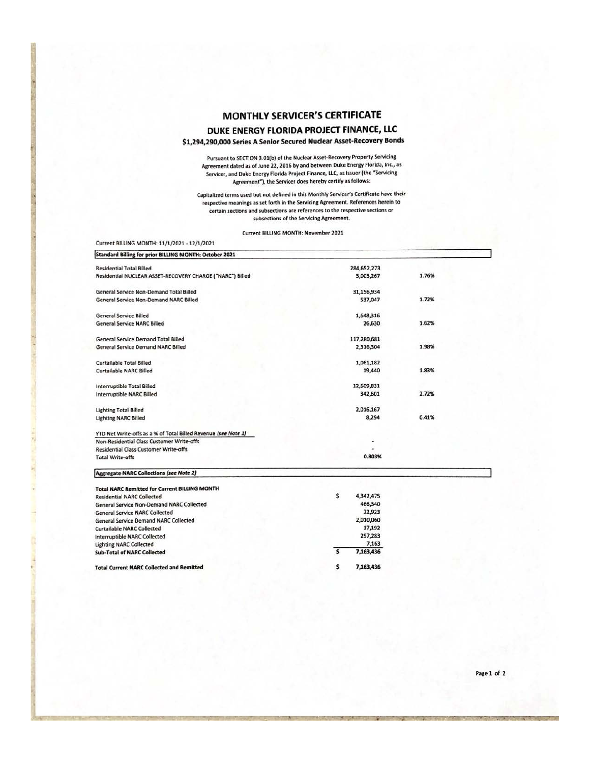# MONTHLY SERVICER'S CERTIFICATE

## DUKE ENERGY FLORIDA PROJECT FINANCE, LLC

### $1,294,290,000 Series A Senior Secured Nuclear Asset-Recovery Bonds

Pursuant to SECTION 3.01(b) of the Nuclear Asset-Recovery Property Servicing Agreement dated as of June 22, 2016 by and between Duke Energy Florida, Inc., as Servicer, and Duke Energy Florida Project Finance, LLC, as Issuer (the "Servicing Agreement"), the Servicer does hereby certify as follows:

Capitalized terms used but not defined in this Monthly Servicer's Certificate have their respective meanings as set forth in the Servicing Agreement. References herein to certain sections and subsections are references to the respective sections or subsections of the Servicing Agreement.

Current BILLING MONTH: November 2021

Current BILLING MONTH: 11/1/2021 - 12/1/2021

| Standard Billing for prior BILLING MONTH: October 2021 | | |
|---|---|---|
| Residential Total Billed | 284,652,273 | |
| Residential NUCLEAR ASSET-RECOVERY CHARGE ("NARC") Billed | 5,003,267 | 1.76% |
| | | |
| General Service Non-Demand Total Billed | 31,156,934 | |
| General Service Non-Demand NARC Billed | 537,047 | 1.72% |
| | | |
| General Service Billed | 1,648,316 | |
| General Service NARC Billed | 26,630 | 1.62% |
| | | |
| General Service Demand Total Billed | 117,280,681 | |
| General Service Demand NARC Billed | 2,316,304 | 1.98% |
| | | |
| Curtailable Total Billed | 1,061,182 | |
| Curtailable NARC Billed | 19,440 | 1.83% |
| | | |
| Interruptible Total Billed | 12,609,831 | |
| Interruptible NARC Billed | 342,601 | 2.72% |
| | | |
| Lighting Total Billed | 2,016,167 | |
| Lighting NARC Billed | 8,294 | 0.41% |
| | | |
| YTD Net Write-offs as a % of Total Billed Revenue *(see Note 1)* | | |
| Non-Residential Class Customer Write-offs | - | |
| Residential Class Customer Write-offs | - | |
| Total Write-offs | 0.303% | |

| Aggregate NARC Collections *(see Note 2)* | |
|---|---|
| **Total NARC Remitted for Current BILLING MONTH** | |
| Residential NARC Collected | $ 4,342,475 |
| General Service Non-Demand NARC Collected | 466,340 |
| General Service NARC Collected | 22,923 |
| General Service Demand NARC Collected | 2,010,060 |
| Curtailable NARC Collected | 17,192 |
| Interruptible NARC Collected | 297,283 |
| Lighting NARC Collected | 7,163 |
| **Sub-Total of NARC Collected** | $ 7,163,436 |
| | |
| **Total Current NARC Collected and Remitted** | $ 7,163,436 |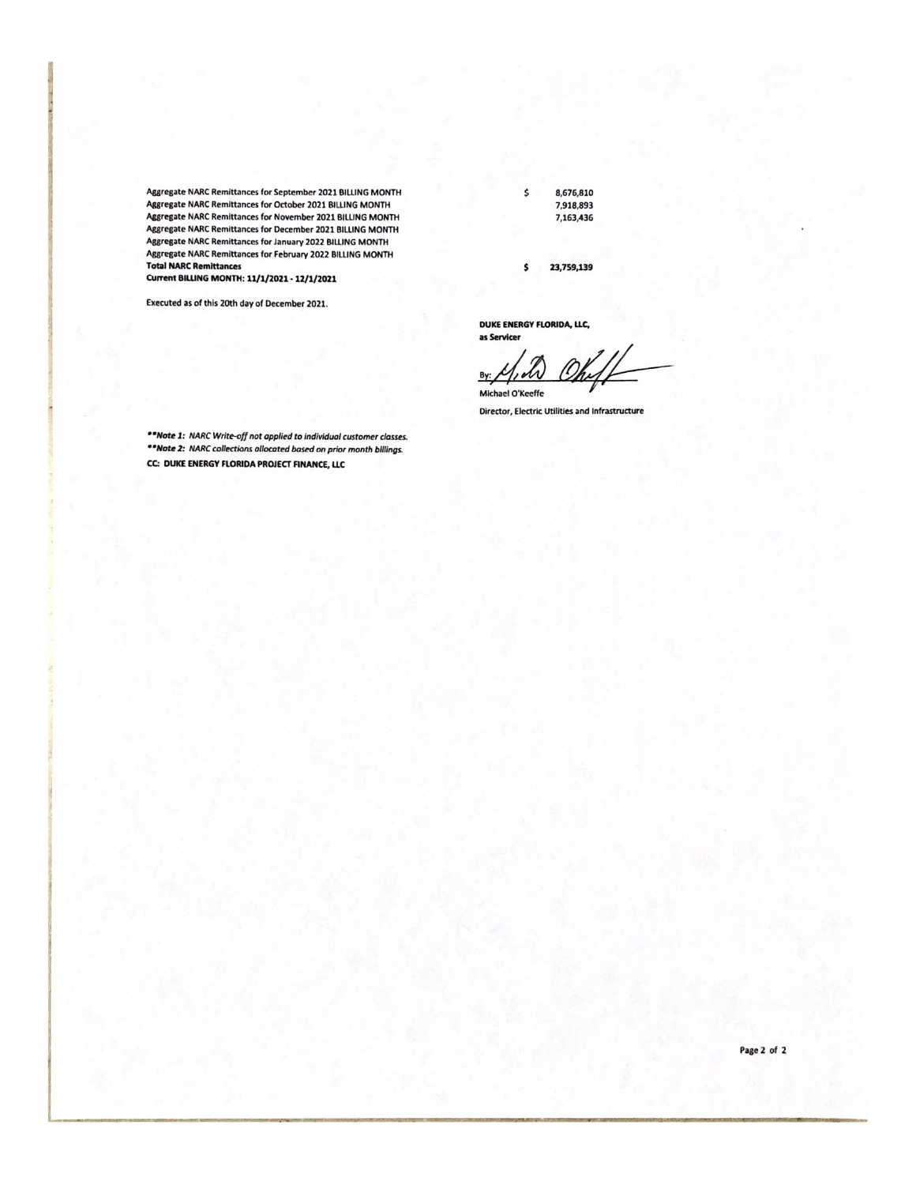| | | |
|---|---|---|
| Aggregate NARC Remittances for September 2021 BILLING MONTH | $ | 8,676,810 |
| Aggregate NARC Remittances for October 2021 BILLING MONTH | | 7,918,893 |
| Aggregate NARC Remittances for November 2021 BILLING MONTH | | 7,163,436 |
| Aggregate NARC Remittances for December 2021 BILLING MONTH | | |
| Aggregate NARC Remittances for January 2022 BILLING MONTH | | |
| Aggregate NARC Remittances for February 2022 BILLING MONTH | | |
| **Total NARC Remittances** | **$** | **23,759,139** |
| **Current BILLING MONTH: 11/1/2021 - 12/1/2021** | | |

Executed as of this 20th day of December 2021.

**DUKE ENERGY FLORIDA, LLC,**
**as Servicer**

By: [signature]
Michael O'Keeffe
Director, Electric Utilities and Infrastructure

***\*Note 1:** NARC Write-off not applied to individual customer classes.*
***\*Note 2:** NARC collections allocated based on prior month billings.*

**CC: DUKE ENERGY FLORIDA PROJECT FINANCE, LLC**